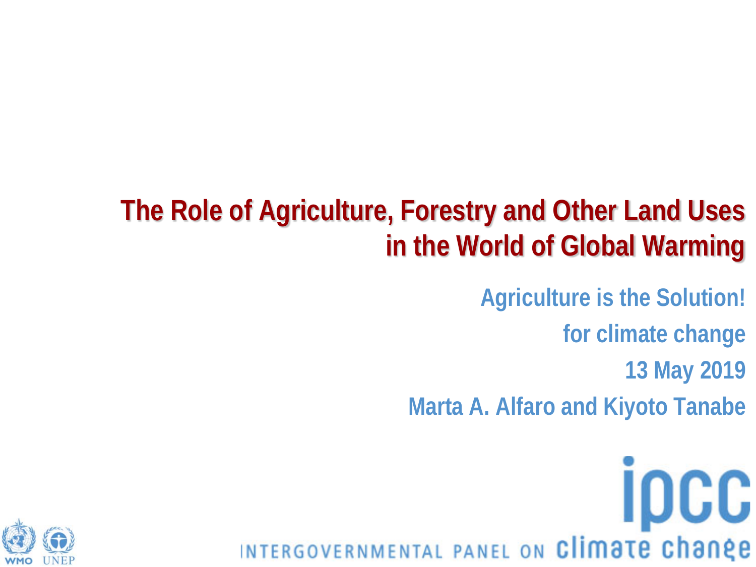# The Role of Agriculture, Forestry and Other Land Uses in the World of Global Warming

**Agriculture is the Solution!**

**for climate change**

**13 May 2019**

**Marta A. Alfaro and Kiyoto Tanabe**

INTERGOVERNMENTAL PANEL ON climate change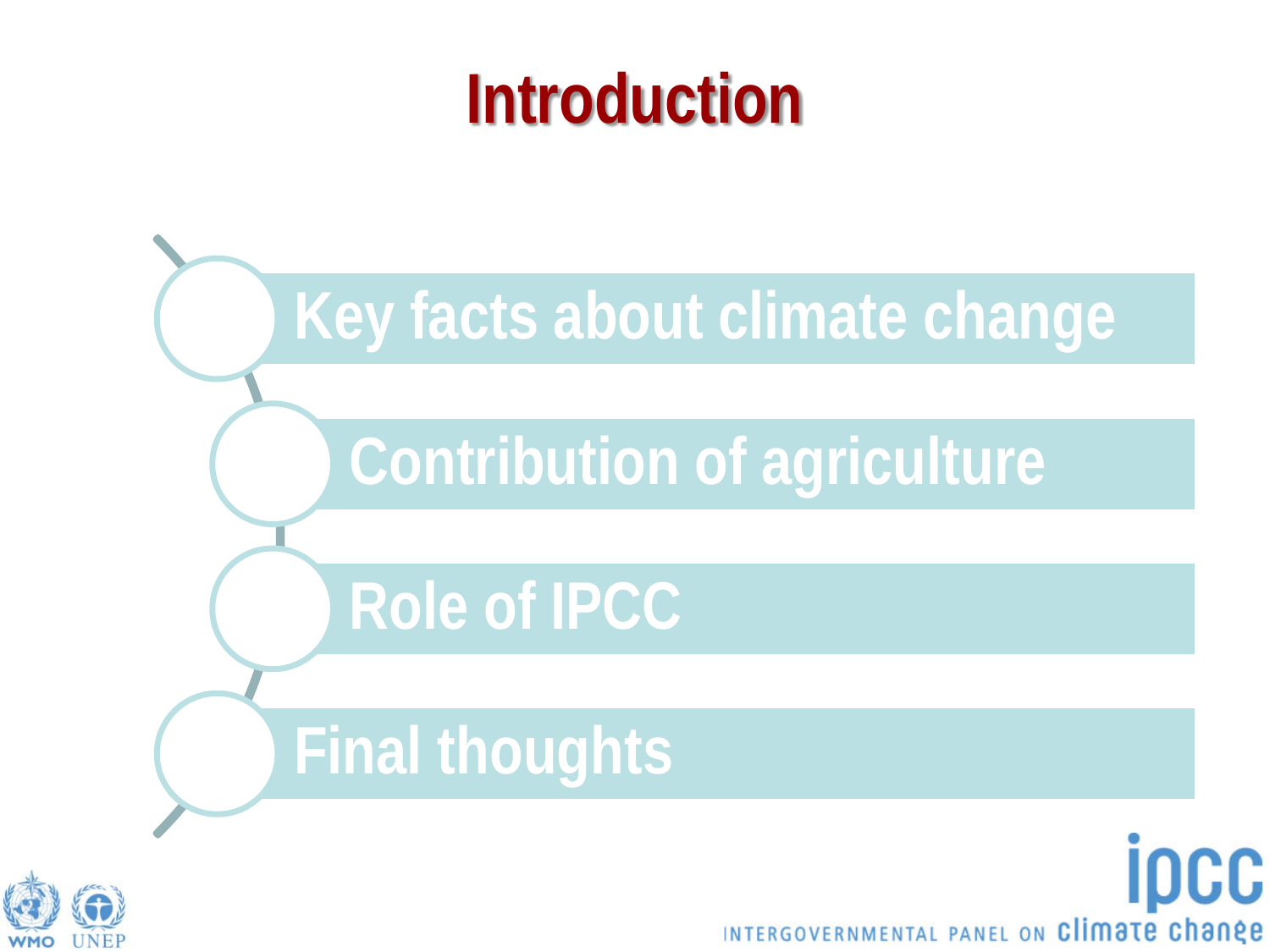# Introduction

- Key facts about climate change
- Contribution of agriculture
- Role of IPCC
- Final thoughts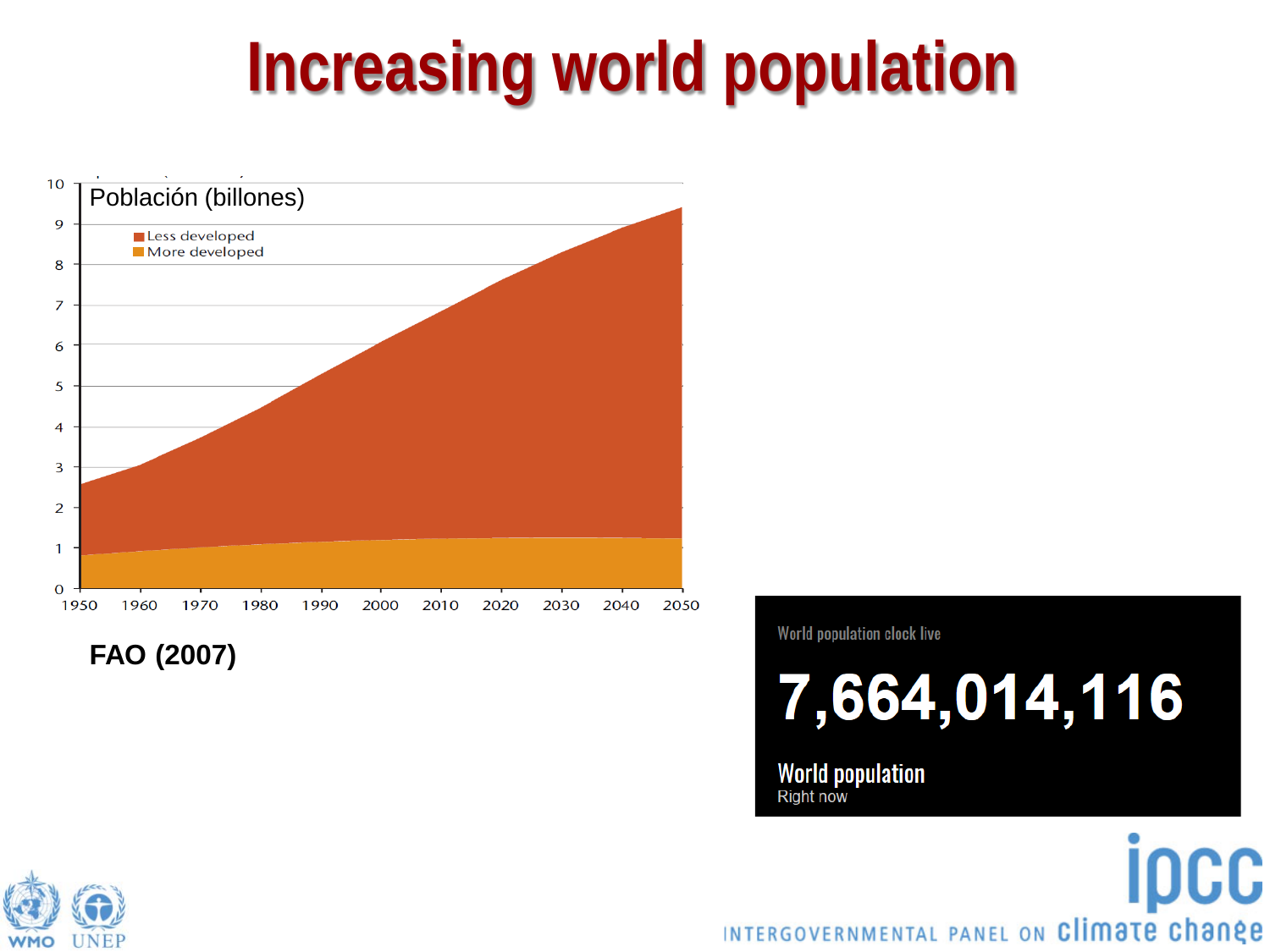# Increasing world population

Población (billones)

- Less developed
- More developed

FAO (2007)

World population clock live

7,664,014,116

World population
Right now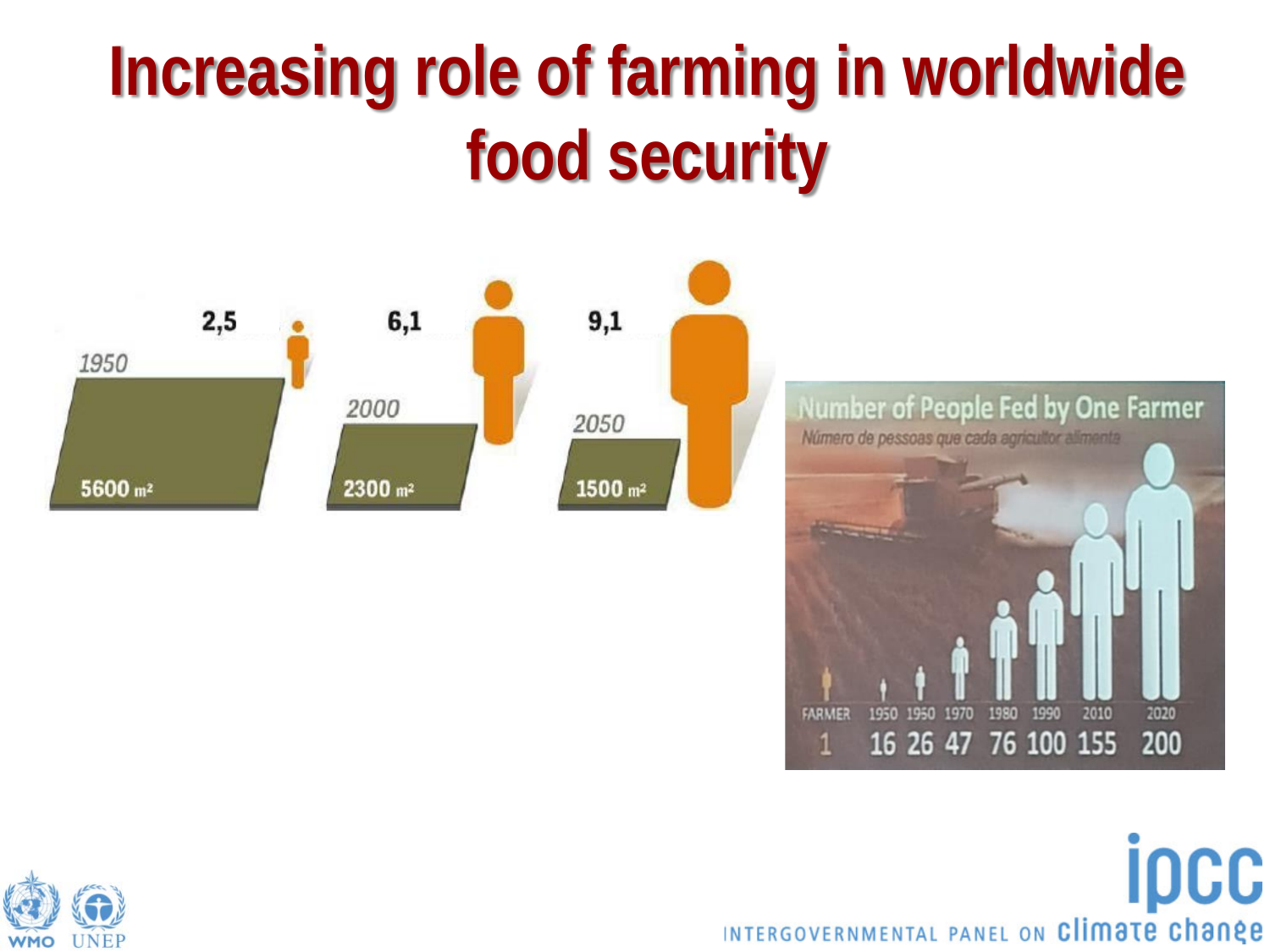# Increasing role of farming in worldwide food security

| Year | Population (billions) | Arable land per person |
|---|---|---|
| 1950 | 2,5 | 5600 m² |
| 2000 | 6,1 | 2300 m² |
| 2050 | 9,1 | 1500 m² |

**Number of People Fed by One Farmer**

*Número de pessoas que cada agricultor alimenta*

| FARMER | 1950 | 1950 | 1970 | 1980 | 1990 | 2010 | 2020 |
|---|---|---|---|---|---|---|---|
| 1 | 16 | 26 | 47 | 76 | 100 | 155 | 200 |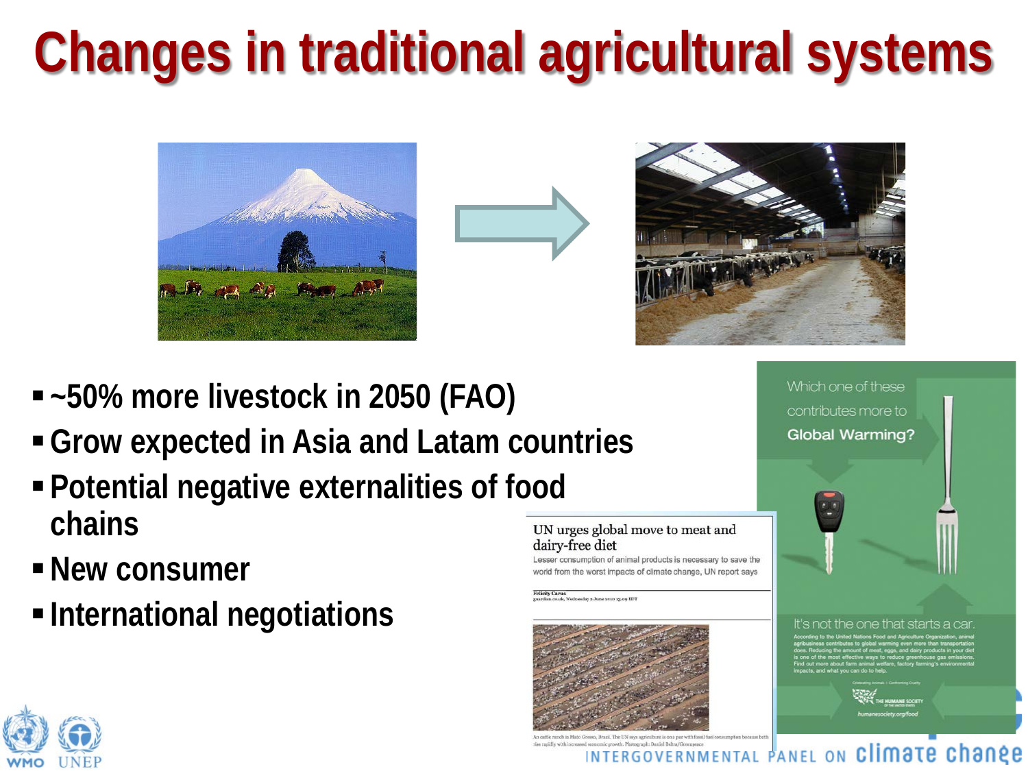# Changes in traditional agricultural systems

- ~50% more livestock in 2050 (FAO)
- Grow expected in Asia and Latam countries
- Potential negative externalities of food chains
- New consumer
- International negotiations

UN urges global move to meat and dairy-free diet

Lesser consumption of animal products is necessary to save the world from the worst impacts of climate change, UN report says

Which one of these contributes more to Global Warming?

It's not the one that starts a car.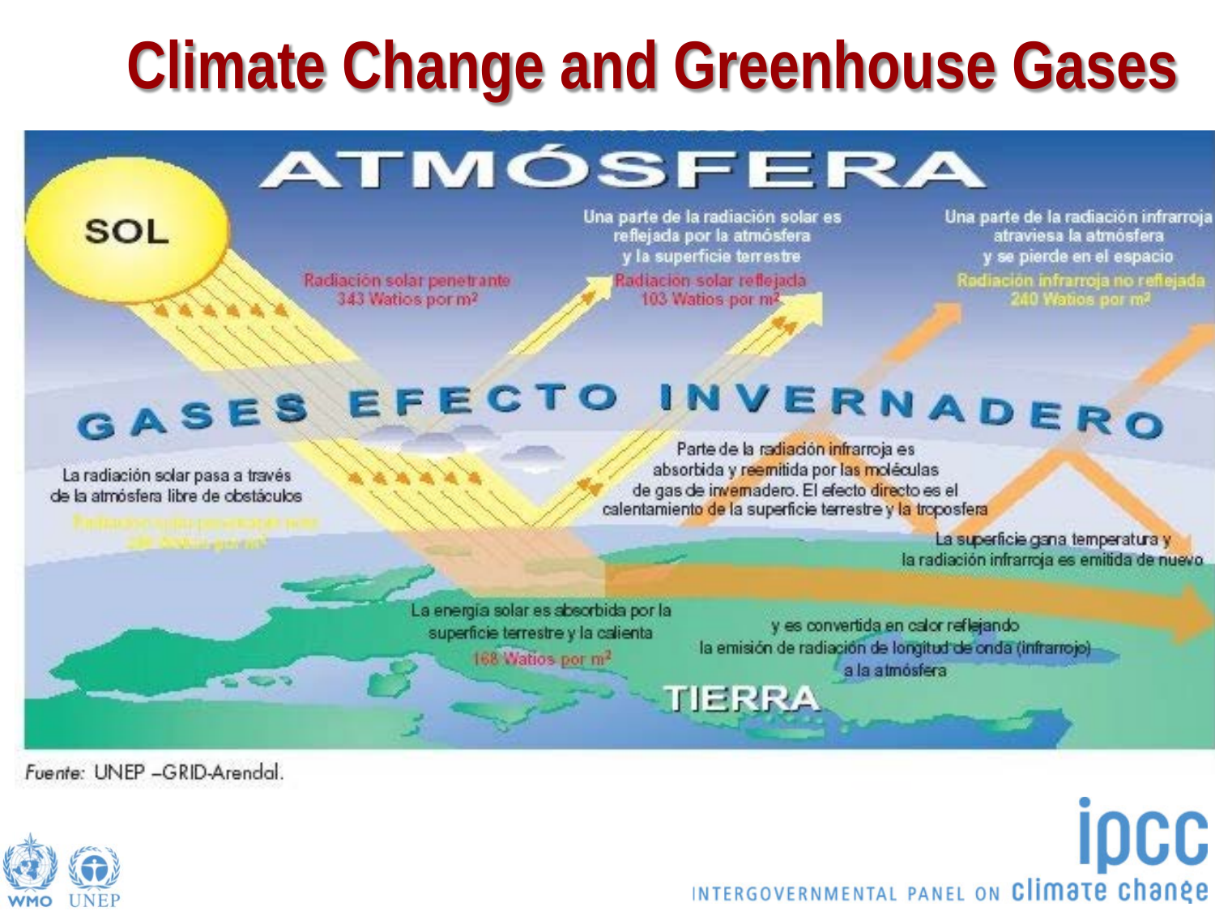# Climate Change and Greenhouse Gases

ATMÓSFERA

SOL

Radiación solar penetrante
343 Watios por m²

Una parte de la radiación solar es reflejada por la atmósfera y la superficie terrestre

Radiación solar reflejada
103 Watios por m²

Una parte de la radiación infrarroja atraviesa la atmósfera y se pierde en el espacio

Radiación infrarroja no reflejada
240 Watios por m²

GASES EFECTO INVERNADERO

La radiación solar pasa a través de la atmósfera libre de obstáculos

Parte de la radiación infrarroja es absorbida y reemitida por las moléculas de gas de invernadero. El efecto directo es el calentamiento de la superficie terrestre y la troposfera

La superficie gana temperatura y la radiación infrarroja es emitida de nuevo

La energía solar es absorbida por la superficie terrestre y la calienta
168 Watios por m²

y es convertida en calor reflejando la emisión de radiación de longitud de onda (infrarrojo) a la atmósfera

TIERRA

*Fuente:* UNEP –GRID-Arendal.

WMO UNEP

ipcc INTERGOVERNMENTAL PANEL ON climate change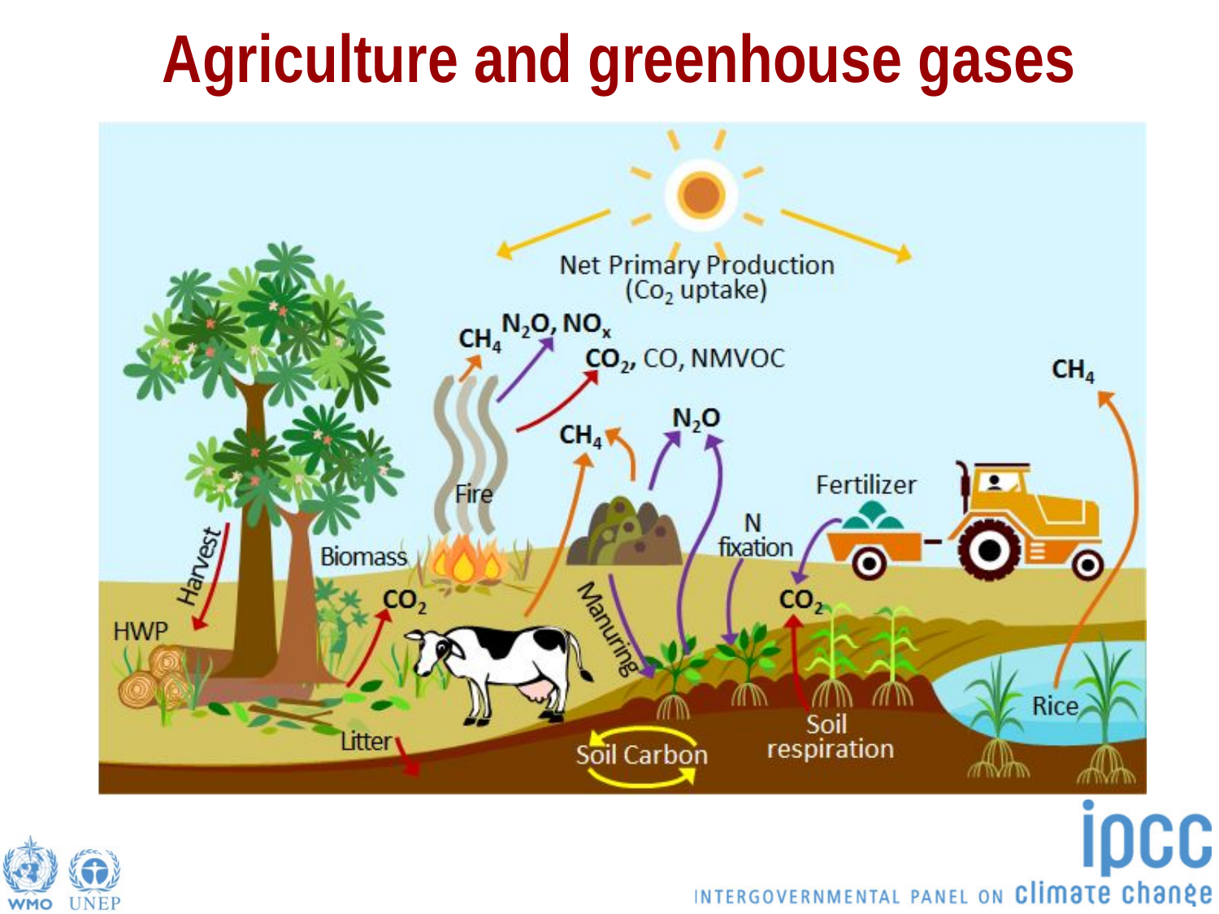# Agriculture and greenhouse gases

Net Primary Production ($CO_2$ uptake)

$CH_4$ $N_2O$, $NO_x$

$CO_2$, CO, NMVOC

$CH_4$

$N_2O$

$CH_4$

Fertilizer

N fixation

Fire

Biomass

Harvest

HWP

$CO_2$

Manuring

$CO_2$

Litter

Soil Carbon

Soil respiration

Rice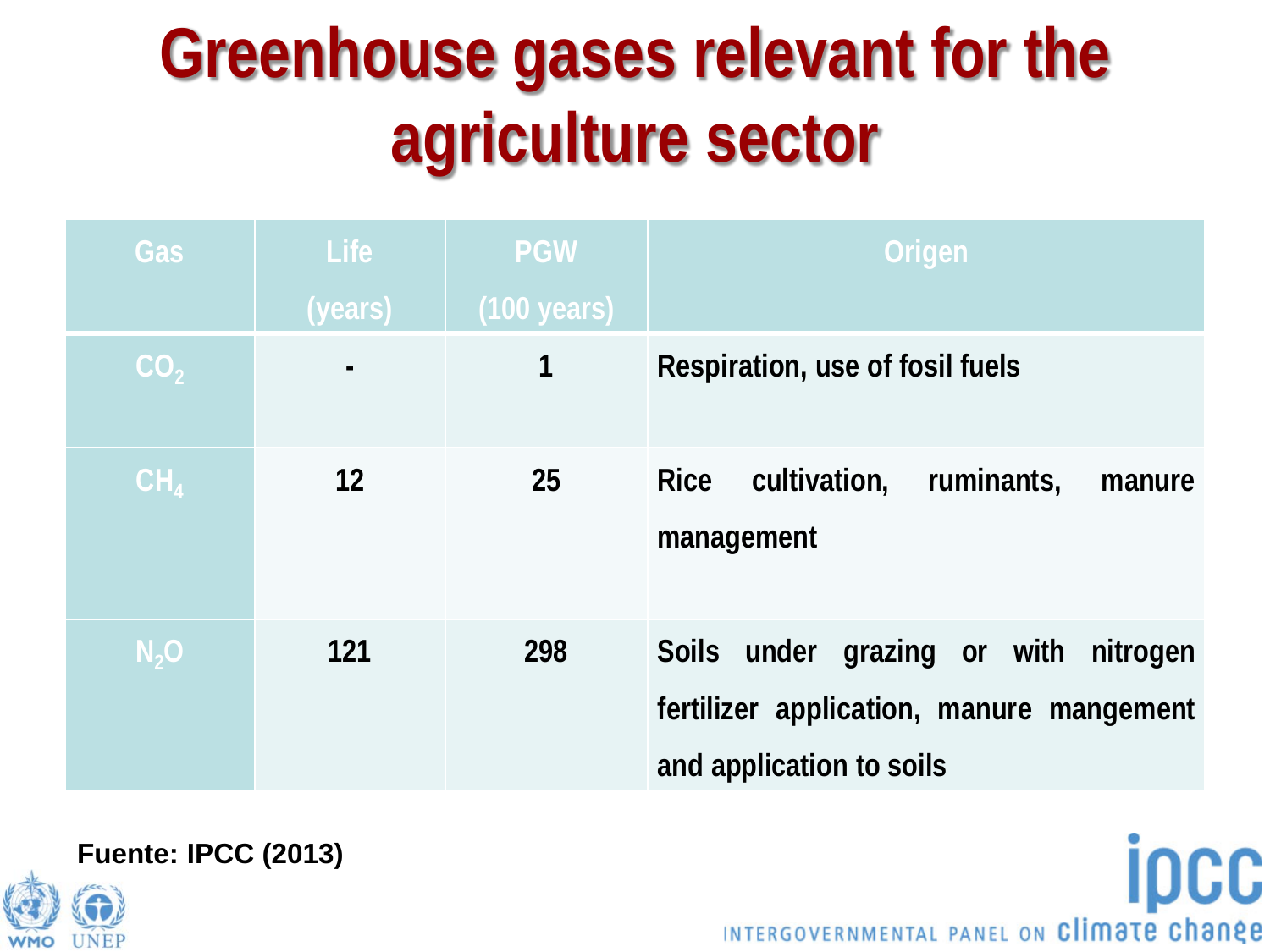# Greenhouse gases relevant for the agriculture sector

| Gas | Life (years) | PGW (100 years) | Origen |
|---|---|---|---|
| $CO_2$ | - | 1 | Respiration, use of fosil fuels |
| $CH_4$ | 12 | 25 | Rice cultivation, ruminants, manure management |
| $N_2O$ | 121 | 298 | Soils under grazing or with nitrogen fertilizer application, manure mangement and application to soils |

**Fuente: IPCC (2013)**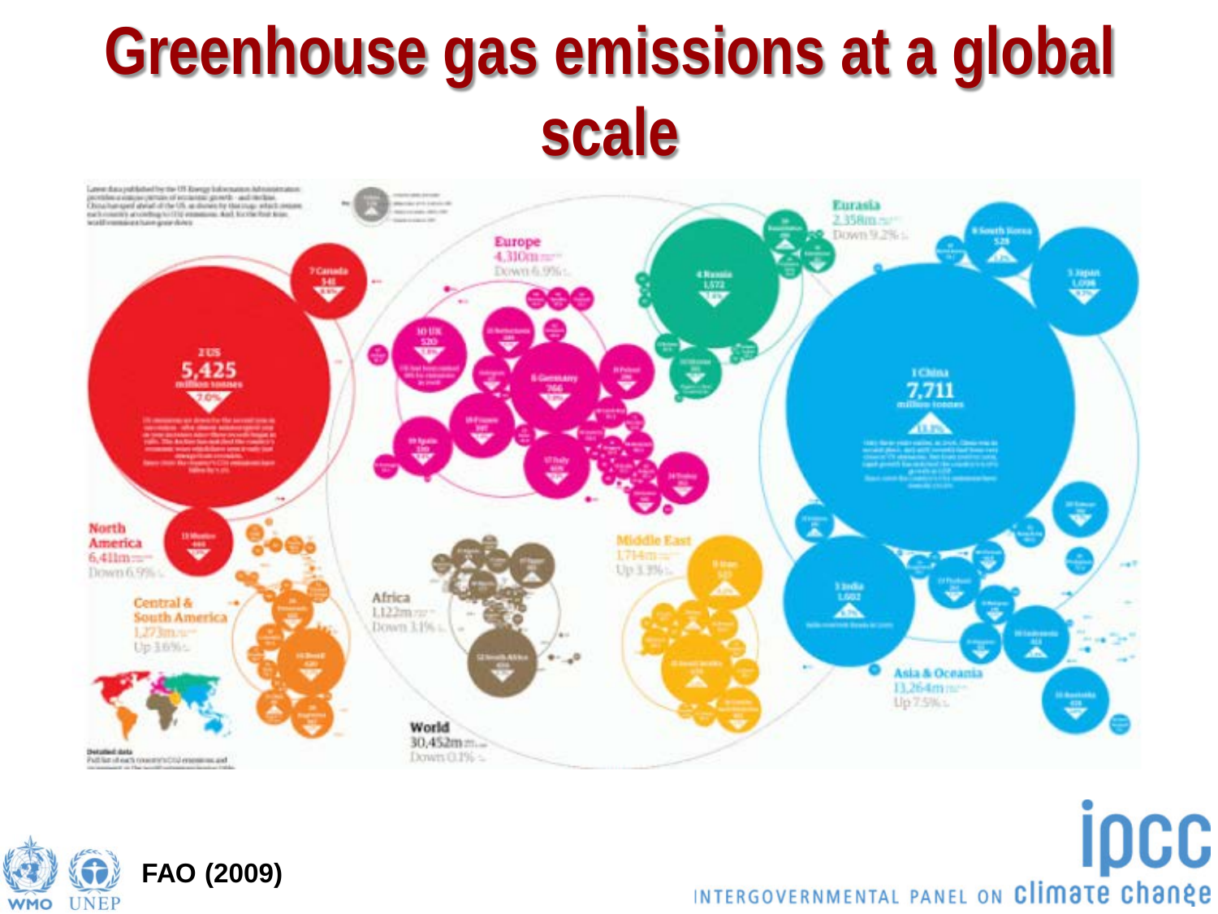# Greenhouse gas emissions at a global scale

| Region | Emissions | Change |
|---|---|---|
| North America | 6,411m | Down 6.9% |
| Central & South America | 1,273m | Up 3.6% |
| Europe | 4,310m | Down 6.9% |
| Eurasia | 2,358m | Down 9.2% |
| Africa | 1,122m | Down 3.1% |
| Middle East | 1,714m | Up 3.3% |
| Asia & Oceania | 13,264m | Up 7.5% |
| World | 30,452m | Down 0.1% |

| Rank | Country | Emissions (million tonnes) |
|---|---|---|
| 1 | China | 7,711 |
| 2 | US | 5,425 |
| 3 | India | 1,602 |
| 4 | Russia | 1,572 |
| 5 | Japan | 1,098 |
| 6 | Germany | 766 |
| 7 | Canada | 541 |
| 8 | South Korea | 528 |
| 9 | Iran | 533 |
| 10 | UK | 520 |

FAO (2009)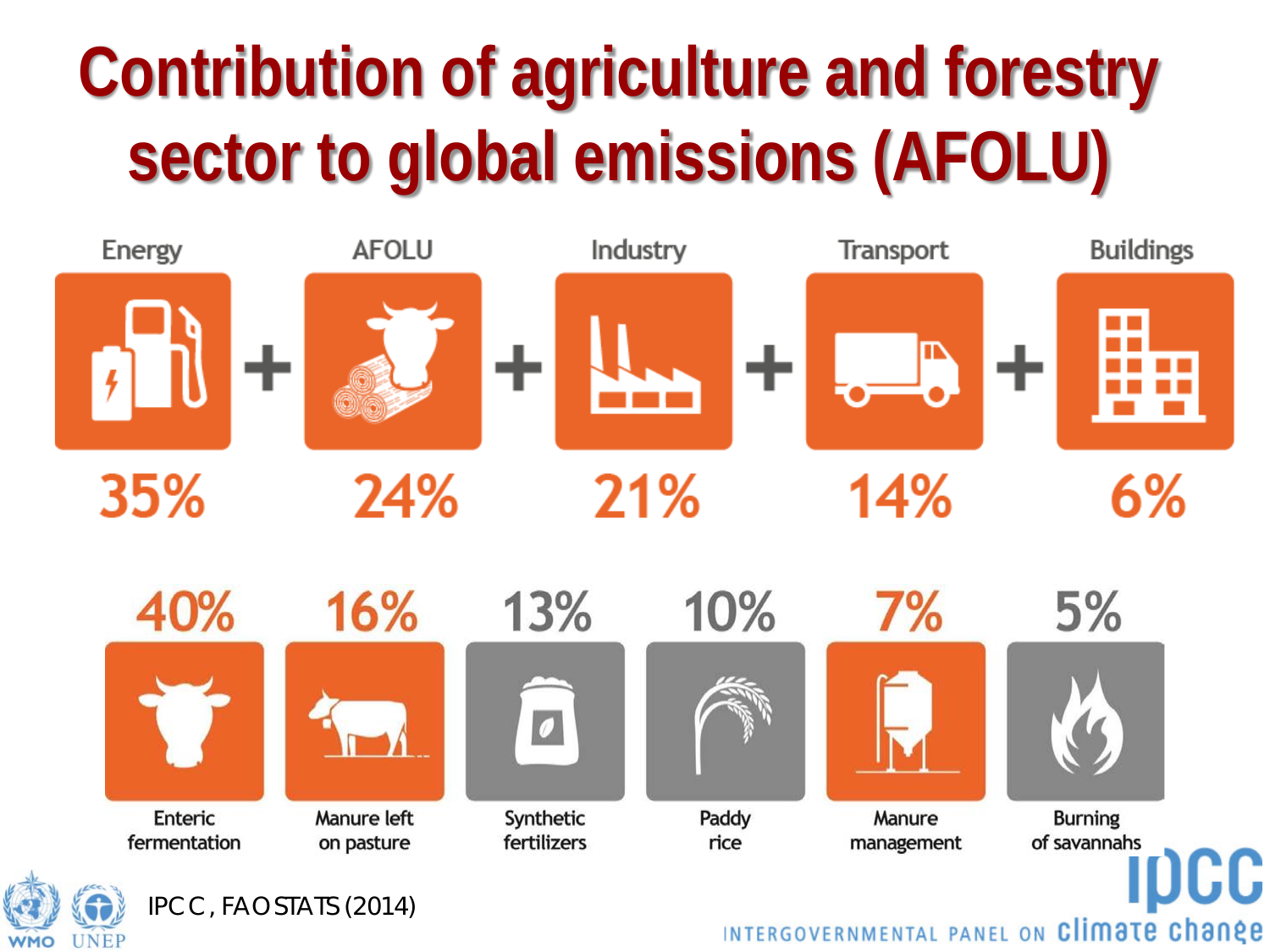# Contribution of agriculture and forestry sector to global emissions (AFOLU)

| Energy | AFOLU | Industry | Transport | Buildings |
|---|---|---|---|---|
| 35% | 24% | 21% | 14% | 6% |

| Enteric fermentation | Manure left on pasture | Synthetic fertilizers | Paddy rice | Manure management | Burning of savannahs |
|---|---|---|---|---|---|
| 40% | 16% | 13% | 10% | 7% | 5% |

IPCC, FAOSTATS (2014)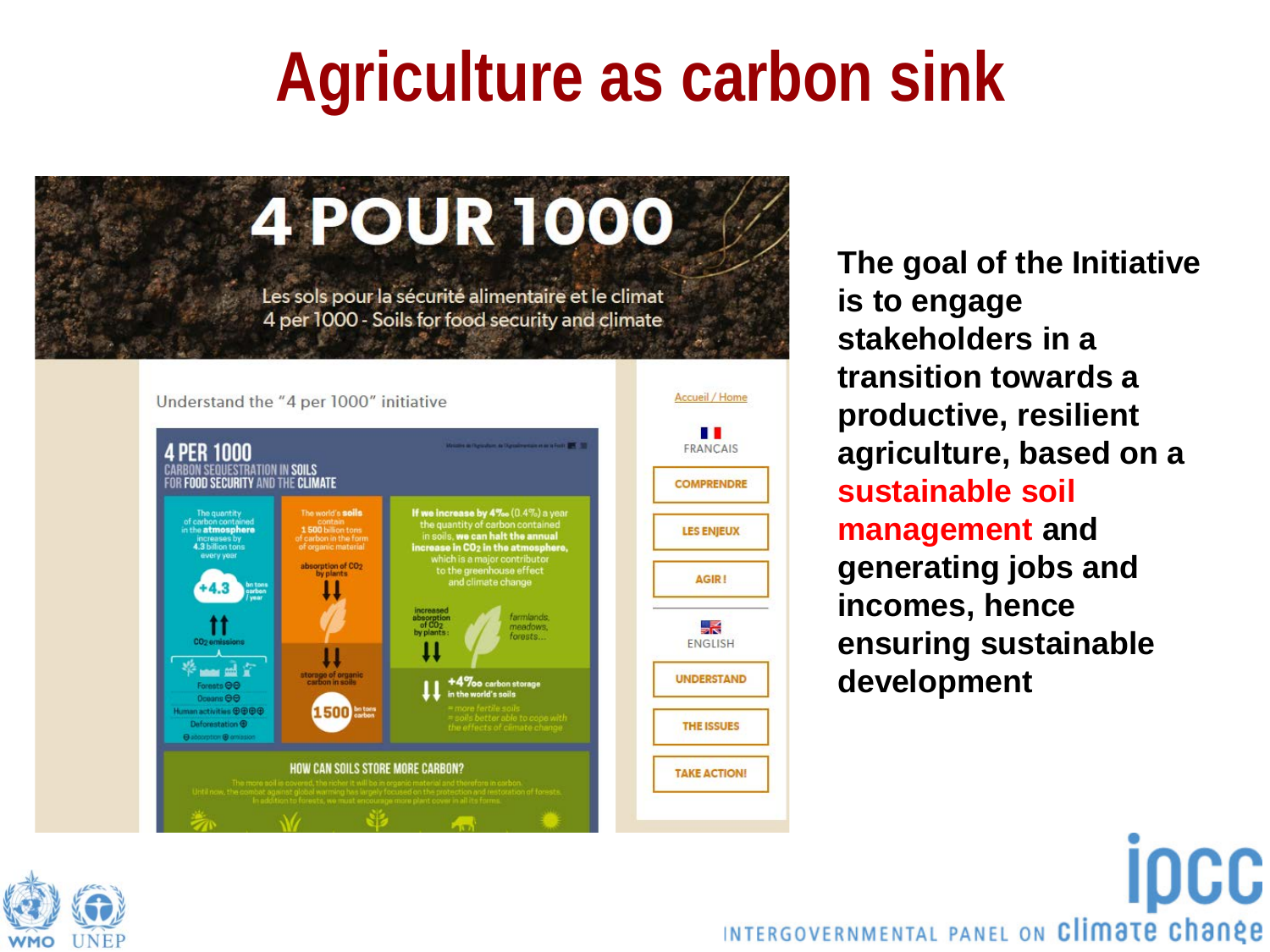# Agriculture as carbon sink

4 POUR 1000

Les sols pour la sécurité alimentaire et le climat
4 per 1000 - Soils for food security and climate

Understand the "4 per 1000" initiative

4 PER 1000
CARBON SEQUESTRATION IN SOILS FOR FOOD SECURITY AND THE CLIMATE

The quantity of carbon contained in the atmosphere increases by 4.3 billion tons every year

+4.3 bn tons carbon / year

$CO_2$ emissions

Forests
Oceans
Human activities
Deforestation

absorption / emission

The world's soils contain 1 500 billion tons of carbon in the form of organic material

absorption of $CO_2$ by plants

storage of organic carbon in soils

1500 bn tons carbon

If we increase by 4‰ (0.4%) a year the quantity of carbon contained in soils, we can halt the annual increase in $CO_2$ in the atmosphere, which is a major contributor to the greenhouse effect and climate change

increased absorption of $CO_2$ by plants: farmlands, meadows, forests...

+4‰ carbon storage in the world's soils
= more fertile soils
= soils better able to cope with the effects of climate change

HOW CAN SOILS STORE MORE CARBON?

The more soil is covered, the richer it will be in organic material and therefore in carbon. Until now, the combat against global warming has largely focused on the protection and restoration of forests. In addition to forests, we must encourage more plant cover in all its forms.

Accueil / Home

FRANCAIS
- COMPRENDRE
- LES ENJEUX
- AGIR !

ENGLISH
- UNDERSTAND
- THE ISSUES
- TAKE ACTION!

**The goal of the Initiative is to engage stakeholders in a transition towards a productive, resilient agriculture, based on a sustainable soil management and generating jobs and incomes, hence ensuring sustainable development**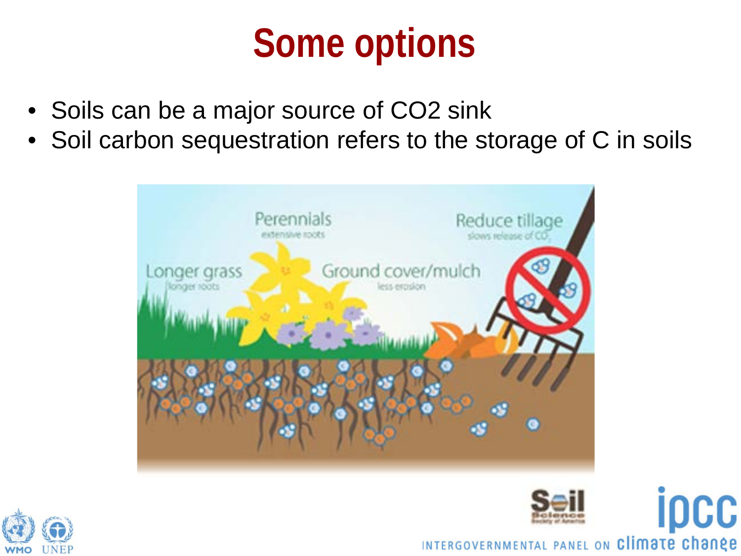# Some options

- Soils can be a major source of $CO_2$ sink
- Soil carbon sequestration refers to the storage of C in soils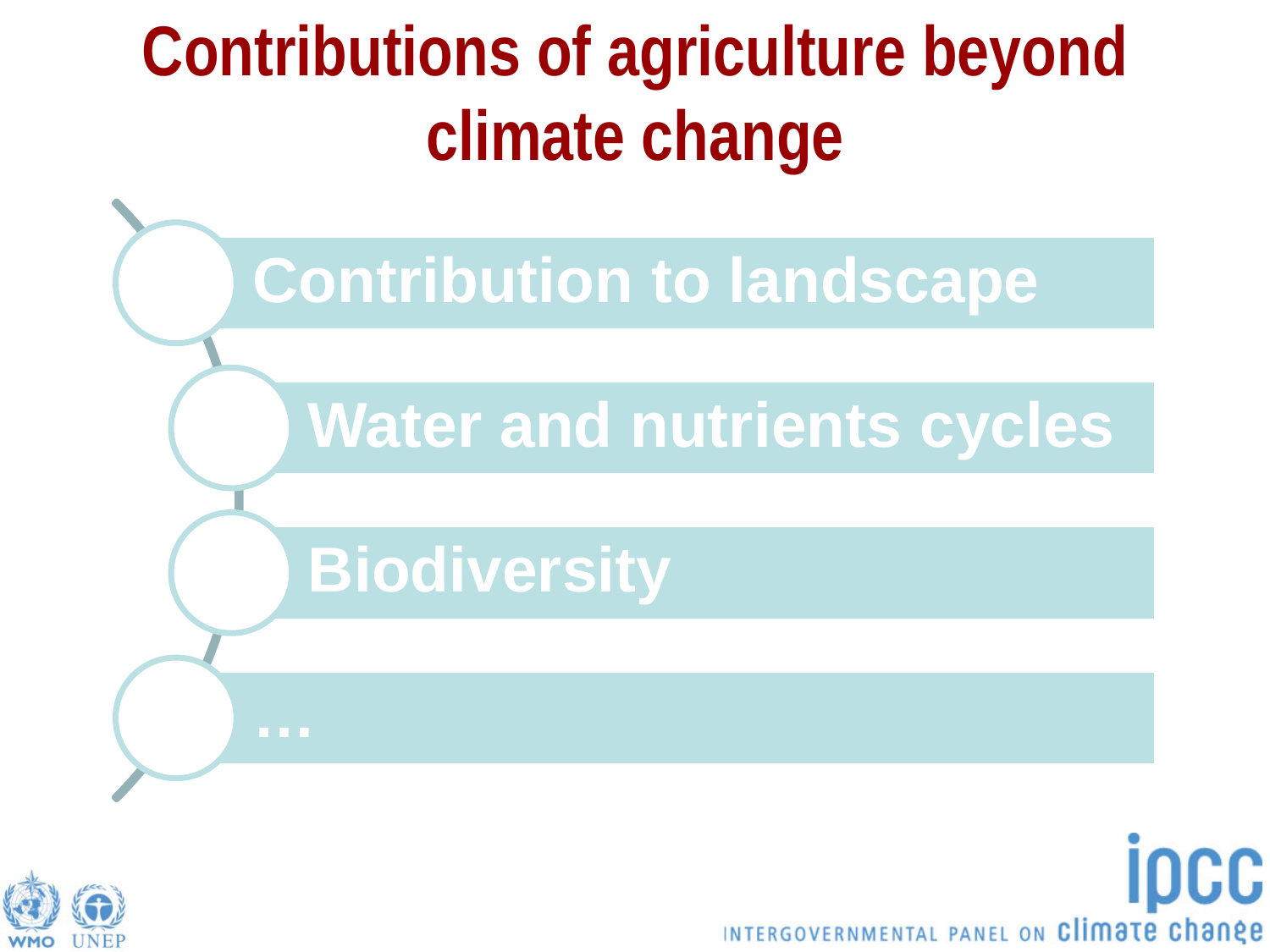# Contributions of agriculture beyond climate change

- Contribution to landscape
- Water and nutrients cycles
- Biodiversity
- …